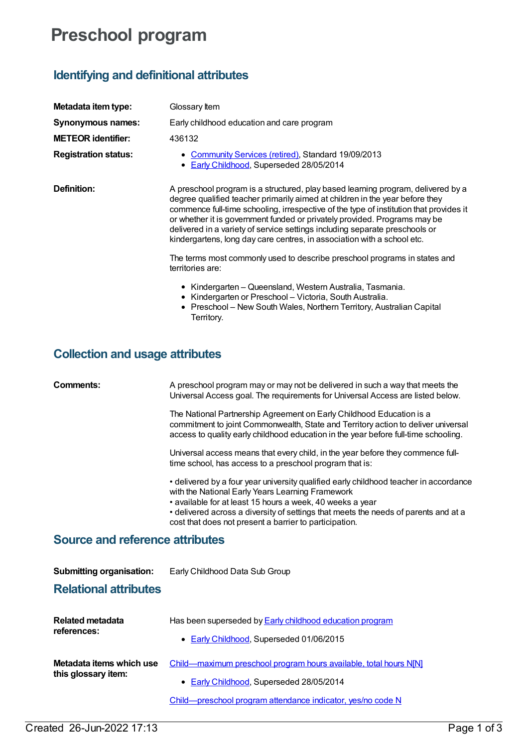# Preschool program

## Identifying and definitional attributes

**Metadata item type:** Glossary Item

**Synonymous names:** Early childhood education and care program

**METEOR identifier:** 436132

**Registration status:**

- Community Services (retired), Standard 19/09/2013
- Early Childhood, Superseded 28/05/2014

**Definition:** A preschool program is a structured, play based learning program, delivered by a degree qualified teacher primarily aimed at children in the year before they commence full-time schooling, irrespective of the type of institution that provides it or whether it is government funded or privately provided. Programs may be delivered in a variety of service settings including separate preschools or kindergartens, long day care centres, in association with a school etc.

The terms most commonly used to describe preschool programs in states and territories are:

- Kindergarten – Queensland, Western Australia, Tasmania.
- Kindergarten or Preschool – Victoria, South Australia.
- Preschool – New South Wales, Northern Territory, Australian Capital Territory.

## Collection and usage attributes

**Comments:** A preschool program may or may not be delivered in such a way that meets the Universal Access goal. The requirements for Universal Access are listed below.

The National Partnership Agreement on Early Childhood Education is a commitment to joint Commonwealth, State and Territory action to deliver universal access to quality early childhood education in the year before full-time schooling.

Universal access means that every child, in the year before they commence full-time school, has access to a preschool program that is:

• delivered by a four year university qualified early childhood teacher in accordance with the National Early Years Learning Framework
• available for at least 15 hours a week, 40 weeks a year
• delivered across a diversity of settings that meets the needs of parents and at a cost that does not present a barrier to participation.

## Source and reference attributes

**Submitting organisation:** Early Childhood Data Sub Group

## Relational attributes

**Related metadata references:** Has been superseded by Early childhood education program

- Early Childhood, Superseded 01/06/2015

**Metadata items which use this glossary item:** Child—maximum preschool program hours available, total hours N[N]

- Early Childhood, Superseded 28/05/2014

Child—preschool program attendance indicator, yes/no code N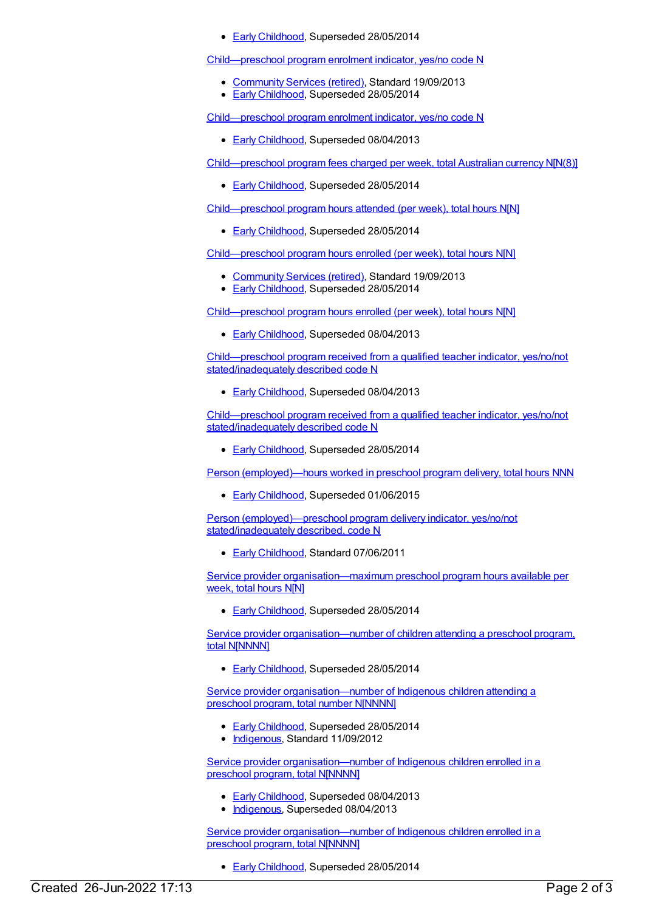- Early Childhood, Superseded 28/05/2014

Child—preschool program enrolment indicator, yes/no code N

- Community Services (retired), Standard 19/09/2013
- Early Childhood, Superseded 28/05/2014

Child—preschool program enrolment indicator, yes/no code N

- Early Childhood, Superseded 08/04/2013

Child—preschool program fees charged per week, total Australian currency N[N(8)]

- Early Childhood, Superseded 28/05/2014

Child—preschool program hours attended (per week), total hours N[N]

- Early Childhood, Superseded 28/05/2014

Child—preschool program hours enrolled (per week), total hours N[N]

- Community Services (retired), Standard 19/09/2013
- Early Childhood, Superseded 28/05/2014

Child—preschool program hours enrolled (per week), total hours N[N]

- Early Childhood, Superseded 08/04/2013

Child—preschool program received from a qualified teacher indicator, yes/no/not stated/inadequately described code N

- Early Childhood, Superseded 08/04/2013

Child—preschool program received from a qualified teacher indicator, yes/no/not stated/inadequately described code N

- Early Childhood, Superseded 28/05/2014

Person (employed)—hours worked in preschool program delivery, total hours NNN

- Early Childhood, Superseded 01/06/2015

Person (employed)—preschool program delivery indicator, yes/no/not stated/inadequately described, code N

- Early Childhood, Standard 07/06/2011

Service provider organisation—maximum preschool program hours available per week, total hours N[N]

- Early Childhood, Superseded 28/05/2014

Service provider organisation—number of children attending a preschool program, total N[NNNN]

- Early Childhood, Superseded 28/05/2014

Service provider organisation—number of Indigenous children attending a preschool program, total number N[NNNN]

- Early Childhood, Superseded 28/05/2014
- Indigenous, Standard 11/09/2012

Service provider organisation—number of Indigenous children enrolled in a preschool program, total N[NNNN]

- Early Childhood, Superseded 08/04/2013
- Indigenous, Superseded 08/04/2013

Service provider organisation—number of Indigenous children enrolled in a preschool program, total N[NNNN]

- Early Childhood, Superseded 28/05/2014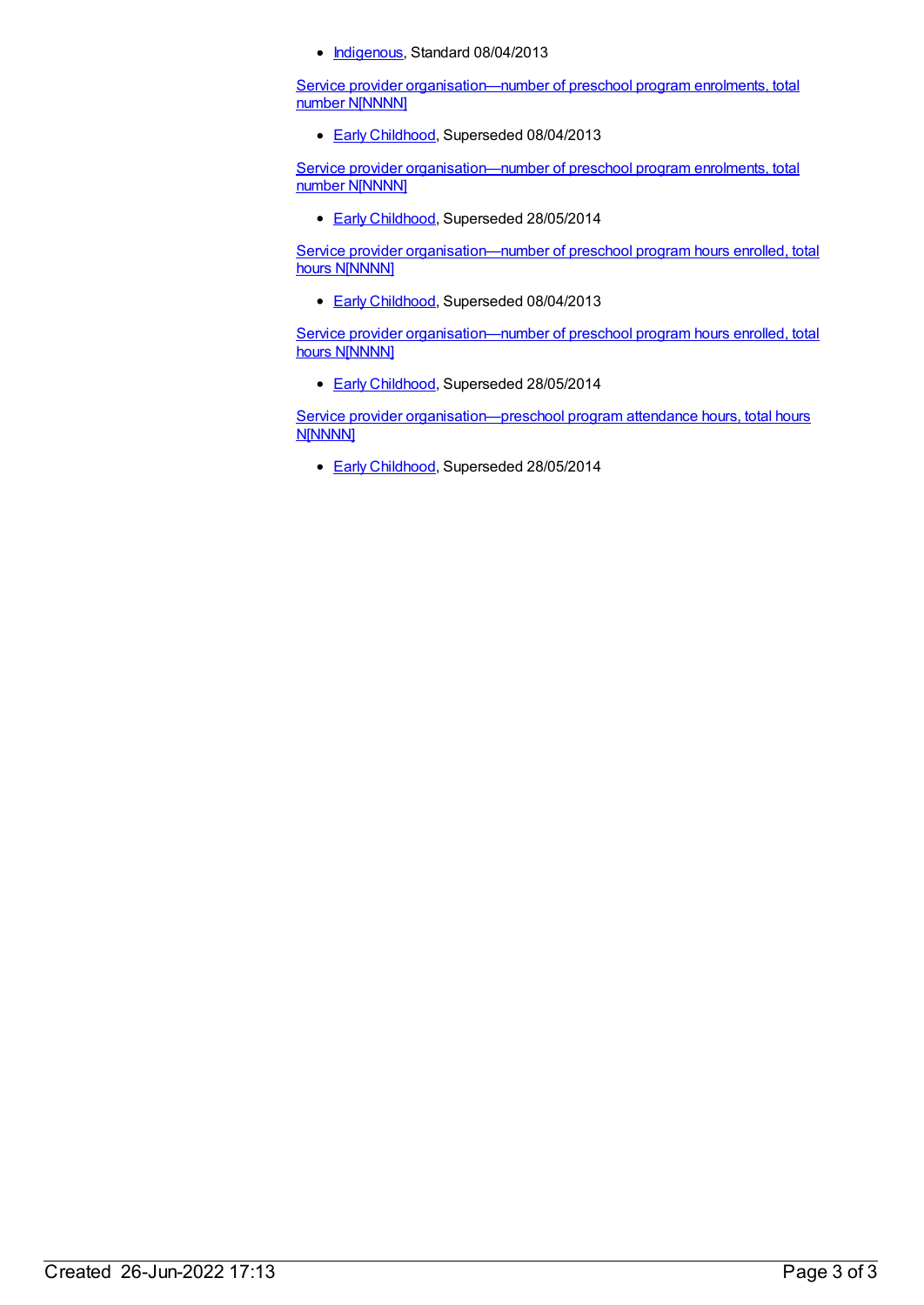- Indigenous, Standard 08/04/2013

Service provider organisation—number of preschool program enrolments, total number N[NNNN]

- Early Childhood, Superseded 08/04/2013

Service provider organisation—number of preschool program enrolments, total number N[NNNN]

- Early Childhood, Superseded 28/05/2014

Service provider organisation—number of preschool program hours enrolled, total hours N[NNNN]

- Early Childhood, Superseded 08/04/2013

Service provider organisation—number of preschool program hours enrolled, total hours N[NNNN]

- Early Childhood, Superseded 28/05/2014

Service provider organisation—preschool program attendance hours, total hours N[NNNN]

- Early Childhood, Superseded 28/05/2014